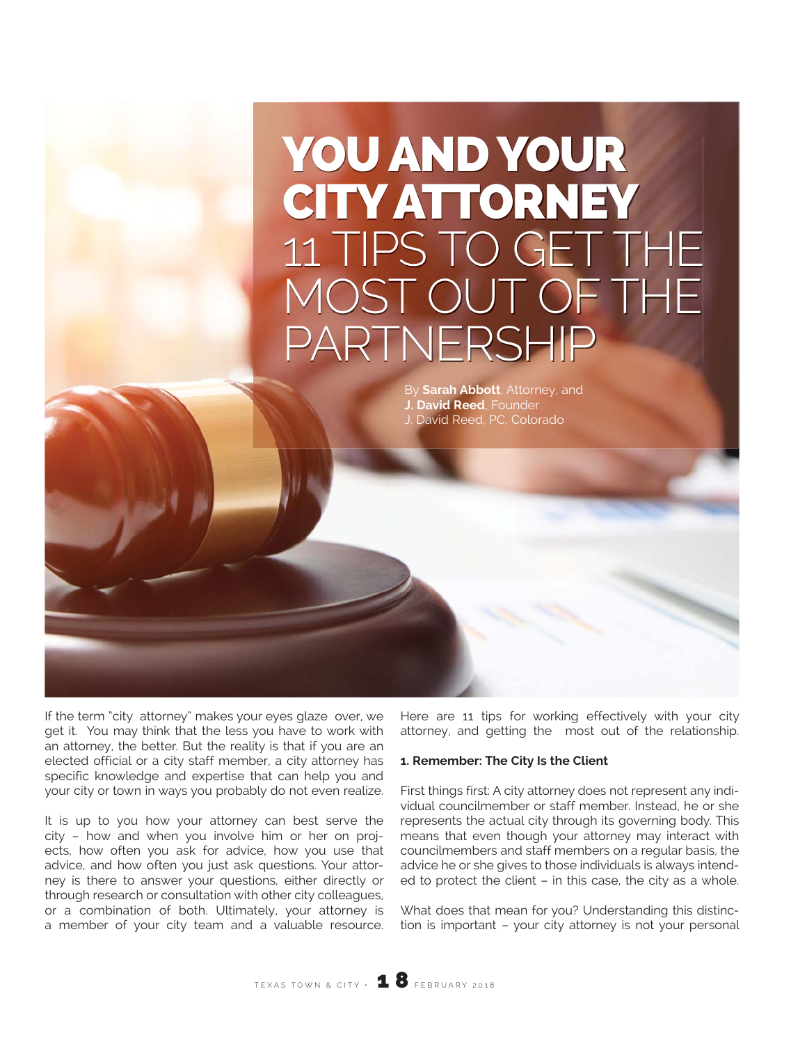# YOU AND YOUR CITY ATTORNEY 11 TIPS TO GET THE MOST OUT OF THE PARTNERSHIP

By **Sarah Abbott**, Attorney, and **J. David Reed**, Founder
J. David Reed, PC, Colorado

If the term "city attorney" makes your eyes glaze over, we get it. You may think that the less you have to work with an attorney, the better. But the reality is that if you are an elected official or a city staff member, a city attorney has specific knowledge and expertise that can help you and your city or town in ways you probably do not even realize.

It is up to you how your attorney can best serve the city – how and when you involve him or her on projects, how often you ask for advice, how you use that advice, and how often you just ask questions. Your attorney is there to answer your questions, either directly or through research or consultation with other city colleagues, or a combination of both. Ultimately, your attorney is a member of your city team and a valuable resource.

Here are 11 tips for working effectively with your city attorney, and getting the most out of the relationship.

**1. Remember: The City Is the Client**

First things first: A city attorney does not represent any individual councilmember or staff member. Instead, he or she represents the actual city through its governing body. This means that even though your attorney may interact with councilmembers and staff members on a regular basis, the advice he or she gives to those individuals is always intended to protect the client – in this case, the city as a whole.

What does that mean for you? Understanding this distinction is important – your city attorney is not your personal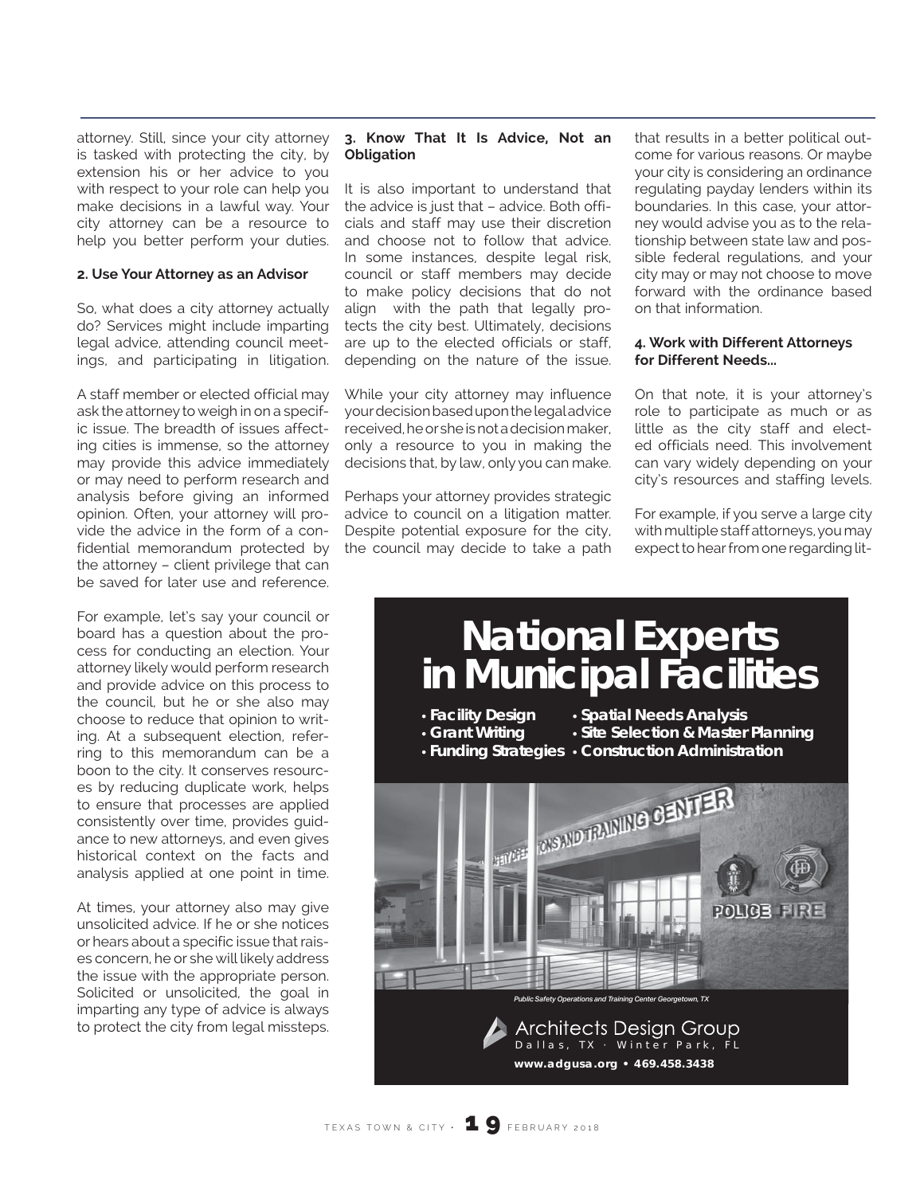attorney. Still, since your city attorney is tasked with protecting the city, by extension his or her advice to you with respect to your role can help you make decisions in a lawful way. Your city attorney can be a resource to help you better perform your duties.

**2. Use Your Attorney as an Advisor**

So, what does a city attorney actually do? Services might include imparting legal advice, attending council meetings, and participating in litigation.

A staff member or elected official may ask the attorney to weigh in on a specific issue. The breadth of issues affecting cities is immense, so the attorney may provide this advice immediately or may need to perform research and analysis before giving an informed opinion. Often, your attorney will provide the advice in the form of a confidential memorandum protected by the attorney – client privilege that can be saved for later use and reference.

For example, let's say your council or board has a question about the process for conducting an election. Your attorney likely would perform research and provide advice on this process to the council, but he or she also may choose to reduce that opinion to writing. At a subsequent election, referring to this memorandum can be a boon to the city. It conserves resources by reducing duplicate work, helps to ensure that processes are applied consistently over time, provides guidance to new attorneys, and even gives historical context on the facts and analysis applied at one point in time.

At times, your attorney also may give unsolicited advice. If he or she notices or hears about a specific issue that raises concern, he or she will likely address the issue with the appropriate person. Solicited or unsolicited, the goal in imparting any type of advice is always to protect the city from legal missteps.

**3. Know That It Is Advice, Not an Obligation**

It is also important to understand that the advice is just that – advice. Both officials and staff may use their discretion and choose not to follow that advice. In some instances, despite legal risk, council or staff members may decide to make policy decisions that do not align with the path that legally protects the city best. Ultimately, decisions are up to the elected officials or staff, depending on the nature of the issue.

While your city attorney may influence your decision based upon the legal advice received, he or she is not a decision maker, only a resource to you in making the decisions that, by law, only you can make.

Perhaps your attorney provides strategic advice to council on a litigation matter. Despite potential exposure for the city, the council may decide to take a path that results in a better political outcome for various reasons. Or maybe your city is considering an ordinance regulating payday lenders within its boundaries. In this case, your attorney would advise you as to the relationship between state law and possible federal regulations, and your city may or may not choose to move forward with the ordinance based on that information.

**4. Work with Different Attorneys for Different Needs...**

On that note, it is your attorney's role to participate as much or as little as the city staff and elected officials need. This involvement can vary widely depending on your city's resources and staffing levels.

For example, if you serve a large city with multiple staff attorneys, you may expect to hear from one regarding lit-

**National Experts in Municipal Facilities**

- Facility Design
- Grant Writing
- Funding Strategies
- Spatial Needs Analysis
- Site Selection & Master Planning
- Construction Administration

*Public Safety Operations and Training Center Georgetown, TX*

Architects Design Group
Dallas, TX · Winter Park, FL
www.adgusa.org • 469.458.3438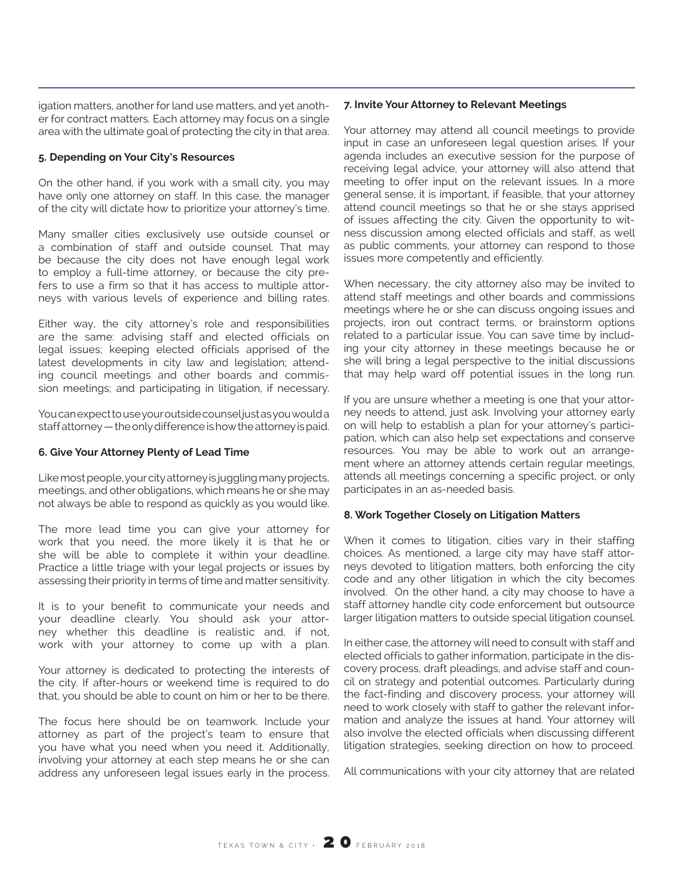igation matters, another for land use matters, and yet another for contract matters. Each attorney may focus on a single area with the ultimate goal of protecting the city in that area.

**5. Depending on Your City's Resources**

On the other hand, if you work with a small city, you may have only one attorney on staff. In this case, the manager of the city will dictate how to prioritize your attorney's time.

Many smaller cities exclusively use outside counsel or a combination of staff and outside counsel. That may be because the city does not have enough legal work to employ a full-time attorney, or because the city prefers to use a firm so that it has access to multiple attorneys with various levels of experience and billing rates.

Either way, the city attorney's role and responsibilities are the same: advising staff and elected officials on legal issues; keeping elected officials apprised of the latest developments in city law and legislation; attending council meetings and other boards and commission meetings; and participating in litigation, if necessary.

You can expect to use your outside counsel just as you would a staff attorney — the only difference is how the attorney is paid.

**6. Give Your Attorney Plenty of Lead Time**

Like most people, your city attorney is juggling many projects, meetings, and other obligations, which means he or she may not always be able to respond as quickly as you would like.

The more lead time you can give your attorney for work that you need, the more likely it is that he or she will be able to complete it within your deadline. Practice a little triage with your legal projects or issues by assessing their priority in terms of time and matter sensitivity.

It is to your benefit to communicate your needs and your deadline clearly. You should ask your attorney whether this deadline is realistic and, if not, work with your attorney to come up with a plan.

Your attorney is dedicated to protecting the interests of the city. If after-hours or weekend time is required to do that, you should be able to count on him or her to be there.

The focus here should be on teamwork. Include your attorney as part of the project's team to ensure that you have what you need when you need it. Additionally, involving your attorney at each step means he or she can address any unforeseen legal issues early in the process.

**7. Invite Your Attorney to Relevant Meetings**

Your attorney may attend all council meetings to provide input in case an unforeseen legal question arises. If your agenda includes an executive session for the purpose of receiving legal advice, your attorney will also attend that meeting to offer input on the relevant issues. In a more general sense, it is important, if feasible, that your attorney attend council meetings so that he or she stays apprised of issues affecting the city. Given the opportunity to witness discussion among elected officials and staff, as well as public comments, your attorney can respond to those issues more competently and efficiently.

When necessary, the city attorney also may be invited to attend staff meetings and other boards and commissions meetings where he or she can discuss ongoing issues and projects, iron out contract terms, or brainstorm options related to a particular issue. You can save time by including your city attorney in these meetings because he or she will bring a legal perspective to the initial discussions that may help ward off potential issues in the long run.

If you are unsure whether a meeting is one that your attorney needs to attend, just ask. Involving your attorney early on will help to establish a plan for your attorney's participation, which can also help set expectations and conserve resources. You may be able to work out an arrangement where an attorney attends certain regular meetings, attends all meetings concerning a specific project, or only participates in an as-needed basis.

**8. Work Together Closely on Litigation Matters**

When it comes to litigation, cities vary in their staffing choices. As mentioned, a large city may have staff attorneys devoted to litigation matters, both enforcing the city code and any other litigation in which the city becomes involved. On the other hand, a city may choose to have a staff attorney handle city code enforcement but outsource larger litigation matters to outside special litigation counsel.

In either case, the attorney will need to consult with staff and elected officials to gather information, participate in the discovery process, draft pleadings, and advise staff and council on strategy and potential outcomes. Particularly during the fact-finding and discovery process, your attorney will need to work closely with staff to gather the relevant information and analyze the issues at hand. Your attorney will also involve the elected officials when discussing different litigation strategies, seeking direction on how to proceed.

All communications with your city attorney that are related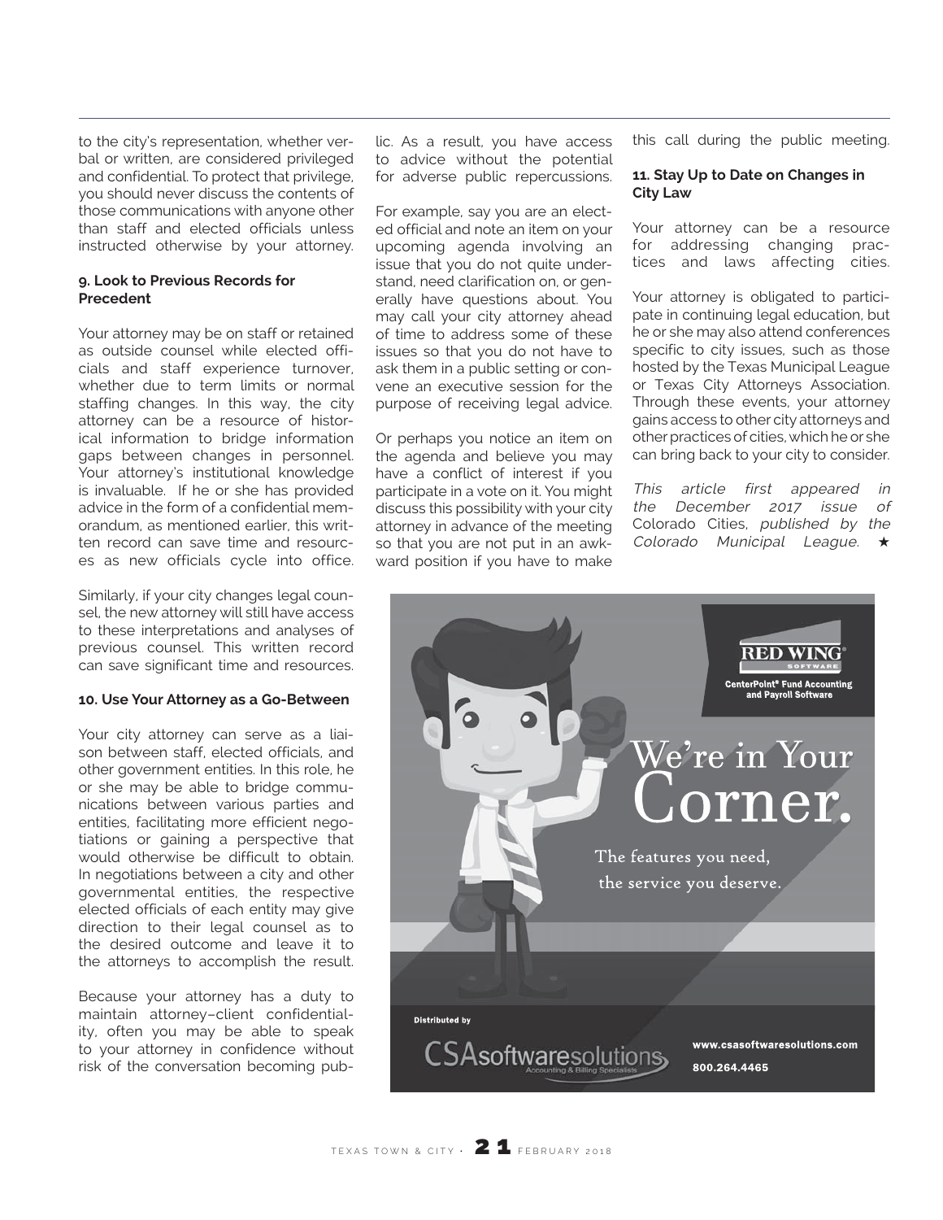to the city's representation, whether verbal or written, are considered privileged and confidential. To protect that privilege, you should never discuss the contents of those communications with anyone other than staff and elected officials unless instructed otherwise by your attorney.

**9. Look to Previous Records for Precedent**

Your attorney may be on staff or retained as outside counsel while elected officials and staff experience turnover, whether due to term limits or normal staffing changes. In this way, the city attorney can be a resource of historical information to bridge information gaps between changes in personnel. Your attorney's institutional knowledge is invaluable. If he or she has provided advice in the form of a confidential memorandum, as mentioned earlier, this written record can save time and resources as new officials cycle into office.

Similarly, if your city changes legal counsel, the new attorney will still have access to these interpretations and analyses of previous counsel. This written record can save significant time and resources.

**10. Use Your Attorney as a Go-Between**

Your city attorney can serve as a liaison between staff, elected officials, and other government entities. In this role, he or she may be able to bridge communications between various parties and entities, facilitating more efficient negotiations or gaining a perspective that would otherwise be difficult to obtain. In negotiations between a city and other governmental entities, the respective elected officials of each entity may give direction to their legal counsel as to the desired outcome and leave it to the attorneys to accomplish the result.

Because your attorney has a duty to maintain attorney–client confidentiality, often you may be able to speak to your attorney in confidence without risk of the conversation becoming public. As a result, you have access to advice without the potential for adverse public repercussions.

For example, say you are an elected official and note an item on your upcoming agenda involving an issue that you do not quite understand, need clarification on, or generally have questions about. You may call your city attorney ahead of time to address some of these issues so that you do not have to ask them in a public setting or convene an executive session for the purpose of receiving legal advice.

Or perhaps you notice an item on the agenda and believe you may have a conflict of interest if you participate in a vote on it. You might discuss this possibility with your city attorney in advance of the meeting so that you are not put in an awkward position if you have to make this call during the public meeting.

**11. Stay Up to Date on Changes in City Law**

Your attorney can be a resource for addressing changing practices and laws affecting cities.

Your attorney is obligated to participate in continuing legal education, but he or she may also attend conferences specific to city issues, such as those hosted by the Texas Municipal League or Texas City Attorneys Association. Through these events, your attorney gains access to other city attorneys and other practices of cities, which he or she can bring back to your city to consider.

*This article first appeared in the December 2017 issue of* Colorado Cities, *published by the Colorado Municipal League.* ★

RED WING SOFTWARE

CenterPoint® Fund Accounting and Payroll Software

We're in Your Corner.

The features you need, the service you deserve.

Distributed by

CSAsoftwaresolutions

Accounting & Billing Specialists

www.csasoftwaresolutions.com

800.264.4465